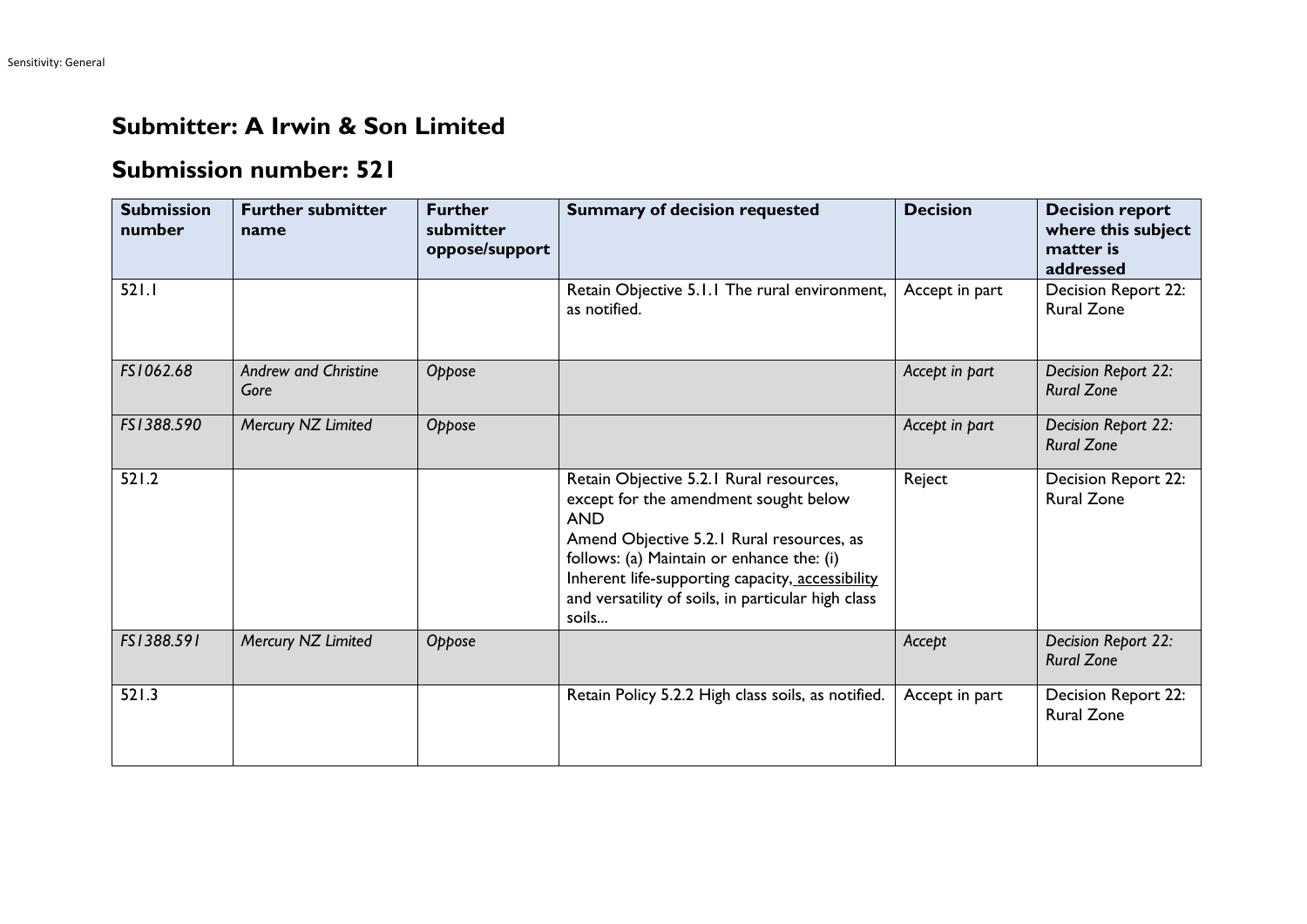## Submitter: A Irwin & Son Limited

## Submission number: 521

| Submission number | Further submitter name | Further submitter oppose/support | Summary of decision requested | Decision | Decision report where this subject matter is addressed |
|---|---|---|---|---|---|
| 521.1 | | | Retain Objective 5.1.1 The rural environment, as notified. | Accept in part | Decision Report 22: Rural Zone |
| *FS1062.68* | *Andrew and Christine Gore* | *Oppose* | | *Accept in part* | *Decision Report 22: Rural Zone* |
| *FS1388.590* | *Mercury NZ Limited* | *Oppose* | | *Accept in part* | *Decision Report 22: Rural Zone* |
| 521.2 | | | Retain Objective 5.2.1 Rural resources, except for the amendment sought below AND Amend Objective 5.2.1 Rural resources, as follows: (a) Maintain or enhance the: (i) Inherent life-supporting capacity, <u>accessibility</u> and versatility of soils, in particular high class soils... | Reject | Decision Report 22: Rural Zone |
| *FS1388.591* | *Mercury NZ Limited* | *Oppose* | | *Accept* | *Decision Report 22: Rural Zone* |
| 521.3 | | | Retain Policy 5.2.2 High class soils, as notified. | Accept in part | Decision Report 22: Rural Zone |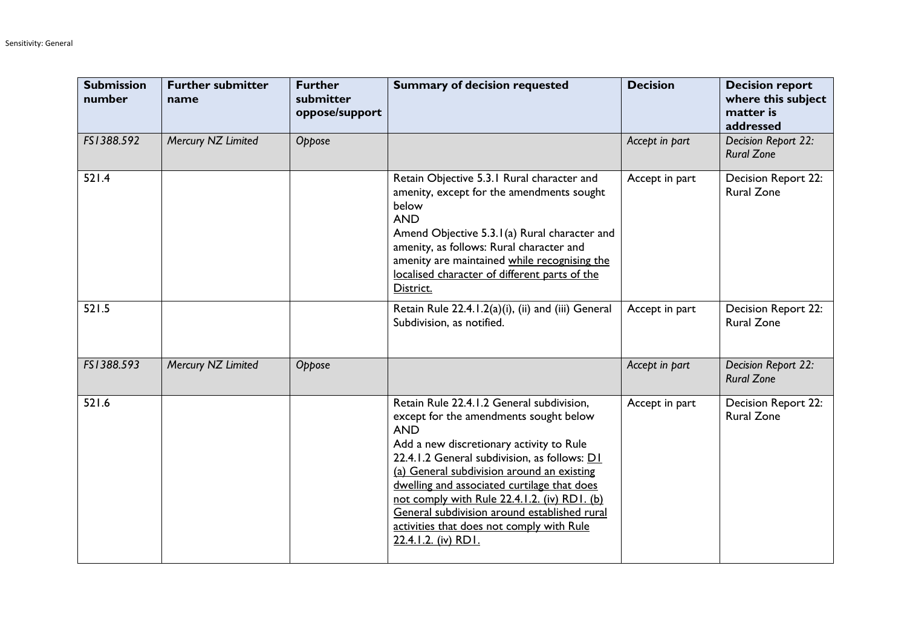| Submission number | Further submitter name | Further submitter oppose/support | Summary of decision requested | Decision | Decision report where this subject matter is addressed |
|---|---|---|---|---|---|
| *FS1388.592* | *Mercury NZ Limited* | *Oppose* | | *Accept in part* | *Decision Report 22: Rural Zone* |
| 521.4 | | | Retain Objective 5.3.1 Rural character and amenity, except for the amendments sought below<br>AND<br>Amend Objective 5.3.1(a) Rural character and amenity, as follows: Rural character and amenity are maintained <u>while recognising the localised character of different parts of the District.</u> | Accept in part | Decision Report 22: Rural Zone |
| 521.5 | | | Retain Rule 22.4.1.2(a)(i), (ii) and (iii) General Subdivision, as notified. | Accept in part | Decision Report 22: Rural Zone |
| *FS1388.593* | *Mercury NZ Limited* | *Oppose* | | *Accept in part* | *Decision Report 22: Rural Zone* |
| 521.6 | | | Retain Rule 22.4.1.2 General subdivision, except for the amendments sought below<br>AND<br>Add a new discretionary activity to Rule 22.4.1.2 General subdivision, as follows: <u>D1 (a) General subdivision around an existing dwelling and associated curtilage that does not comply with Rule 22.4.1.2. (iv) RD1. (b) General subdivision around established rural activities that does not comply with Rule 22.4.1.2. (iv) RD1.</u> | Accept in part | Decision Report 22: Rural Zone |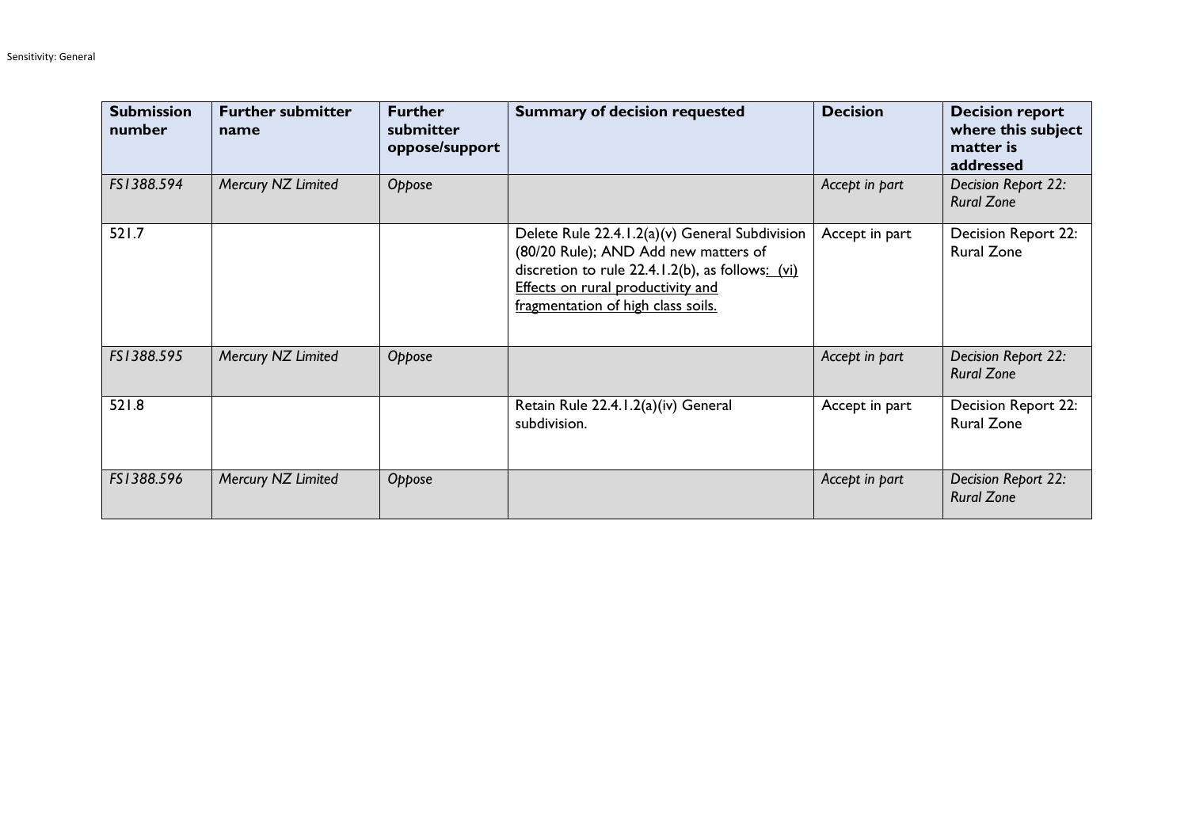| Submission number | Further submitter name | Further submitter oppose/support | Summary of decision requested | Decision | Decision report where this subject matter is addressed |
|---|---|---|---|---|---|
| *FS1388.594* | *Mercury NZ Limited* | *Oppose* | | *Accept in part* | *Decision Report 22: Rural Zone* |
| 521.7 | | | Delete Rule 22.4.1.2(a)(v) General Subdivision (80/20 Rule); AND Add new matters of discretion to rule 22.4.1.2(b), as follows: (vi) Effects on rural productivity and fragmentation of high class soils. | Accept in part | Decision Report 22: Rural Zone |
| *FS1388.595* | *Mercury NZ Limited* | *Oppose* | | *Accept in part* | *Decision Report 22: Rural Zone* |
| 521.8 | | | Retain Rule 22.4.1.2(a)(iv) General subdivision. | Accept in part | Decision Report 22: Rural Zone |
| *FS1388.596* | *Mercury NZ Limited* | *Oppose* | | *Accept in part* | *Decision Report 22: Rural Zone* |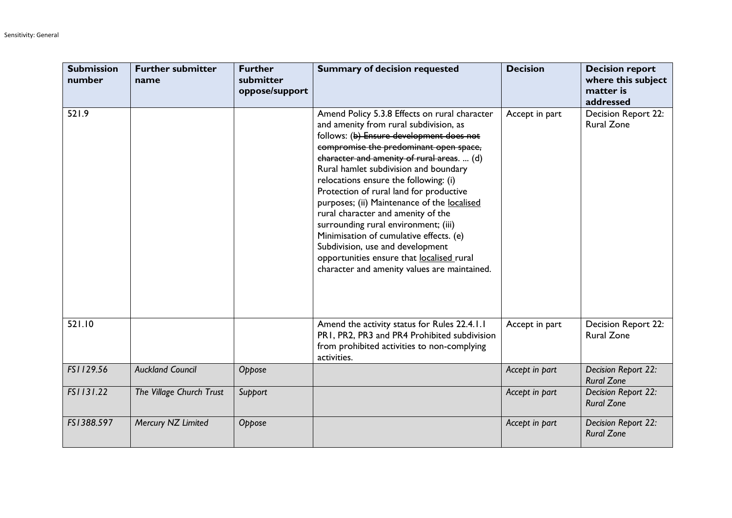| Submission number | Further submitter name | Further submitter oppose/support | Summary of decision requested | Decision | Decision report where this subject matter is addressed |
|---|---|---|---|---|---|
| 521.9 | | | Amend Policy 5.3.8 Effects on rural character and amenity from rural subdivision, as follows: (~~b) Ensure development does not compromise the predominant open space, character and amenity of rural areas~~. ... (d) Rural hamlet subdivision and boundary relocations ensure the following: (i) Protection of rural land for productive purposes; (ii) Maintenance of the <u>localised</u> rural character and amenity of the surrounding rural environment; (iii) Minimisation of cumulative effects. (e) Subdivision, use and development opportunities ensure that <u>localised</u> rural character and amenity values are maintained. | Accept in part | Decision Report 22: Rural Zone |
| 521.10 | | | Amend the activity status for Rules 22.4.1.1 PR1, PR2, PR3 and PR4 Prohibited subdivision from prohibited activities to non-complying activities. | Accept in part | Decision Report 22: Rural Zone |
| *FS1129.56* | *Auckland Council* | *Oppose* | | *Accept in part* | *Decision Report 22: Rural Zone* |
| *FS1131.22* | *The Village Church Trust* | *Support* | | *Accept in part* | *Decision Report 22: Rural Zone* |
| *FS1388.597* | *Mercury NZ Limited* | *Oppose* | | *Accept in part* | *Decision Report 22: Rural Zone* |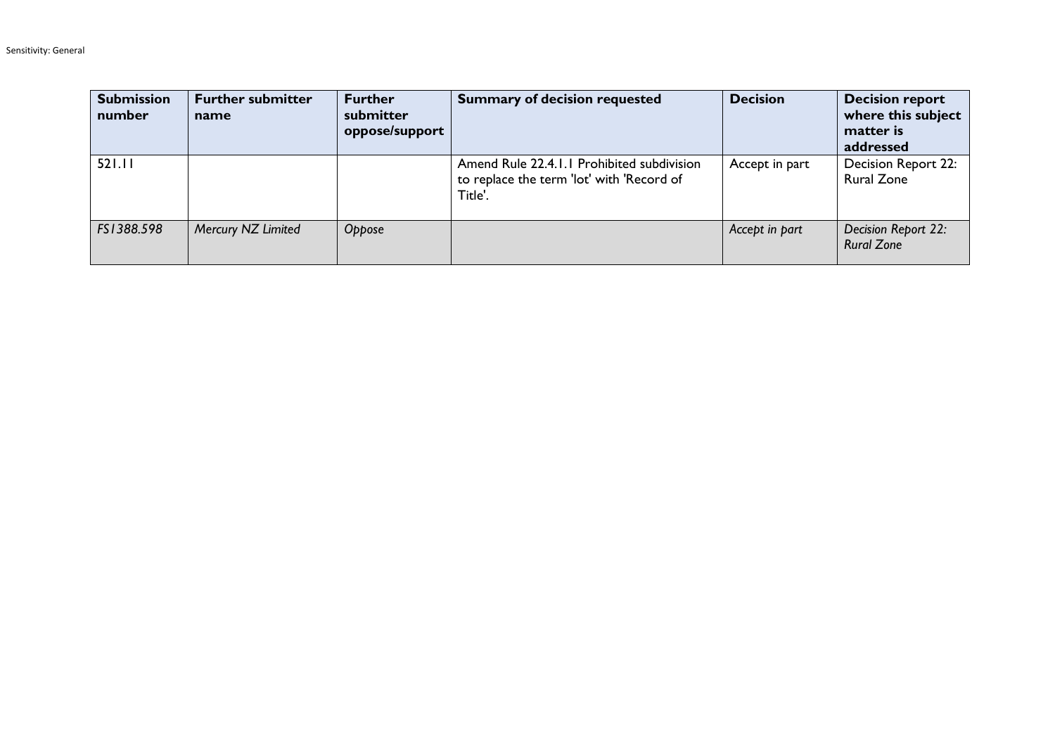| Submission number | Further submitter name | Further submitter oppose/support | Summary of decision requested | Decision | Decision report where this subject matter is addressed |
|---|---|---|---|---|---|
| 521.11 | | | Amend Rule 22.4.1.1 Prohibited subdivision to replace the term 'lot' with 'Record of Title'. | Accept in part | Decision Report 22: Rural Zone |
| *FS1388.598* | *Mercury NZ Limited* | *Oppose* | | *Accept in part* | *Decision Report 22: Rural Zone* |